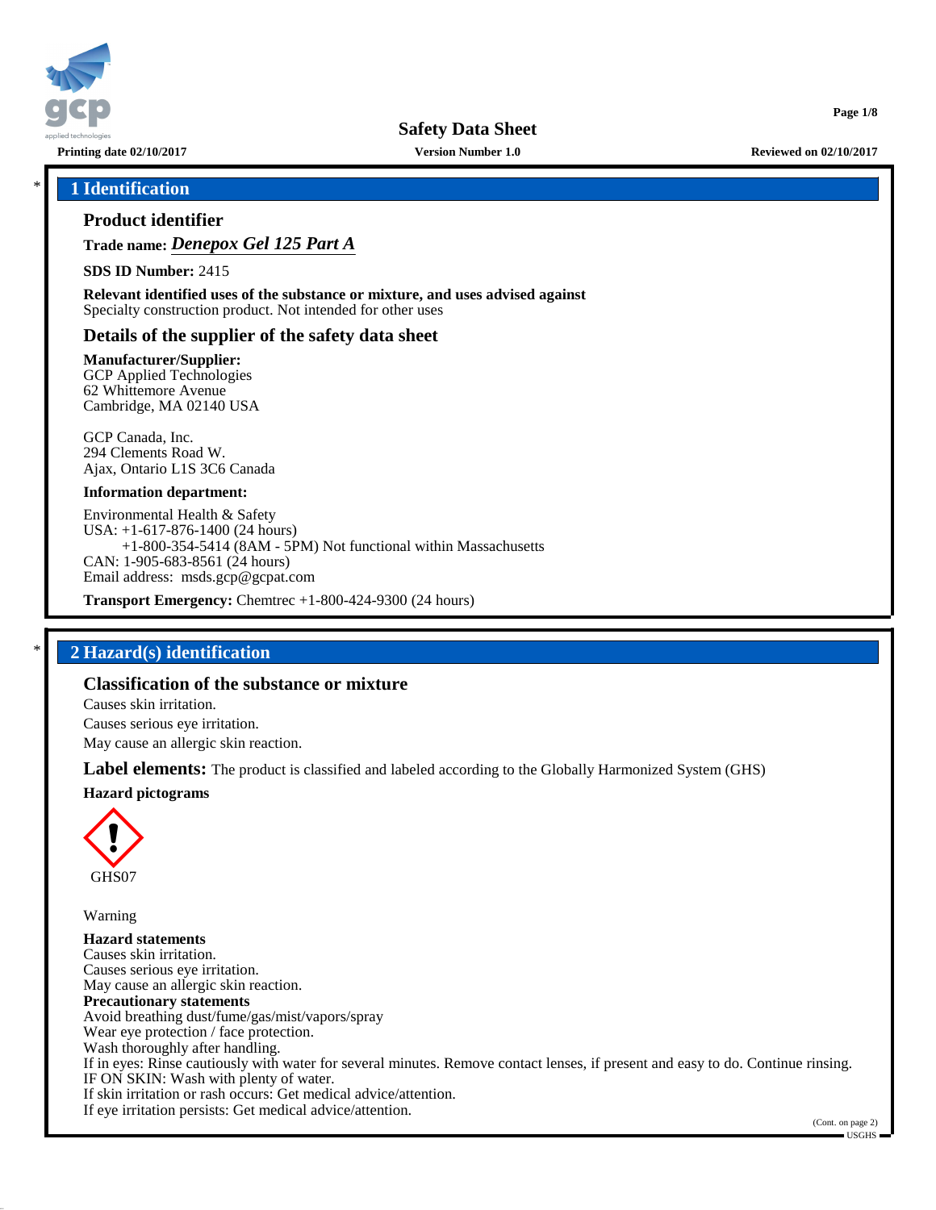# Safety Data Sheet

**Printing date 02/10/2017** **Version Number 1.0** **Reviewed on 02/10/2017**

## 1 Identification

### Product identifier

**Trade name:** ***Denepox Gel 125 Part A***

**SDS ID Number:** 2415

**Relevant identified uses of the substance or mixture, and uses advised against**
Specialty construction product. Not intended for other uses

### Details of the supplier of the safety data sheet

**Manufacturer/Supplier:**
GCP Applied Technologies
62 Whittemore Avenue
Cambridge, MA 02140 USA

GCP Canada, Inc.
294 Clements Road W.
Ajax, Ontario L1S 3C6 Canada

**Information department:**

Environmental Health & Safety
USA: +1-617-876-1400 (24 hours)
+1-800-354-5414 (8AM - 5PM) Not functional within Massachusetts
CAN: 1-905-683-8561 (24 hours)
Email address: msds.gcp@gcpat.com

**Transport Emergency:** Chemtrec +1-800-424-9300 (24 hours)

## 2 Hazard(s) identification

### Classification of the substance or mixture

Causes skin irritation.
Causes serious eye irritation.
May cause an allergic skin reaction.

**Label elements:** The product is classified and labeled according to the Globally Harmonized System (GHS)

**Hazard pictograms**

GHS07

Warning

**Hazard statements**
Causes skin irritation.
Causes serious eye irritation.
May cause an allergic skin reaction.

**Precautionary statements**
Avoid breathing dust/fume/gas/mist/vapors/spray
Wear eye protection / face protection.
Wash thoroughly after handling.
If in eyes: Rinse cautiously with water for several minutes. Remove contact lenses, if present and easy to do. Continue rinsing.
IF ON SKIN: Wash with plenty of water.
If skin irritation or rash occurs: Get medical advice/attention.
If eye irritation persists: Get medical advice/attention.

(Cont. on page 2)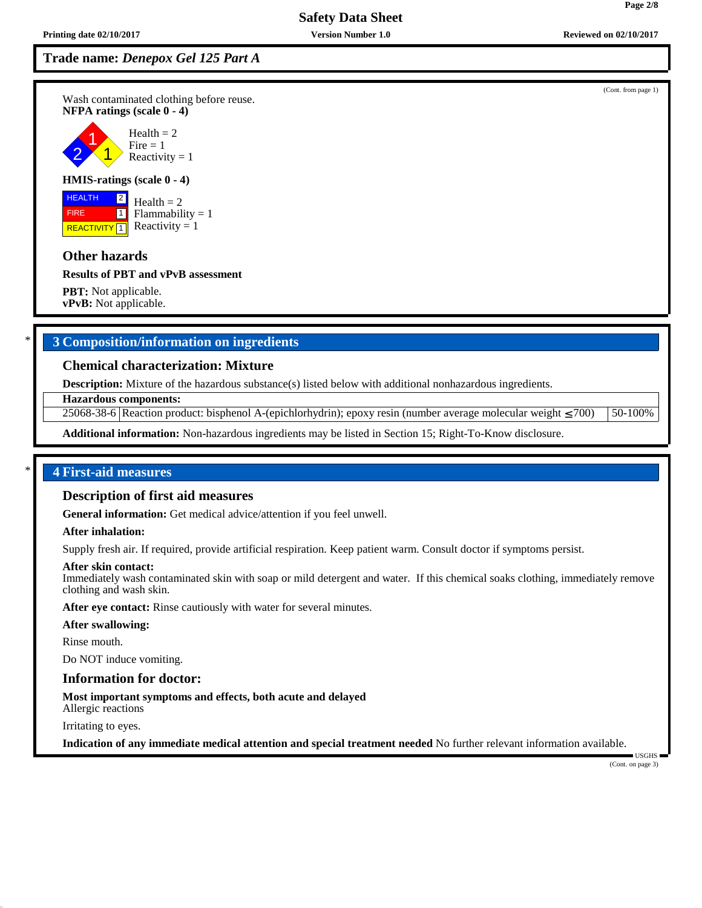**Trade name:** *Denepox Gel 125 Part A*

(Cont. from page 1)

Wash contaminated clothing before reuse.

**NFPA ratings (scale 0 - 4)**

Health = 2
Fire = 1
Reactivity = 1

**HMIS-ratings (scale 0 - 4)**

HEALTH 2 Health = 2
FIRE 1 Flammability = 1
REACTIVITY 1 Reactivity = 1

### Other hazards

**Results of PBT and vPvB assessment**

**PBT:** Not applicable.
**vPvB:** Not applicable.

## 3 Composition/information on ingredients

### Chemical characterization: Mixture

**Description:** Mixture of the hazardous substance(s) listed below with additional nonhazardous ingredients.

| **Hazardous components:** | | |
|---|---|---|
| 25068-38-6 | Reaction product: bisphenol A-(epichlorhydrin); epoxy resin (number average molecular weight ≤700) | 50-100% |

**Additional information:** Non-hazardous ingredients may be listed in Section 15; Right-To-Know disclosure.

## 4 First-aid measures

### Description of first aid measures

**General information:** Get medical advice/attention if you feel unwell.

**After inhalation:**

Supply fresh air. If required, provide artificial respiration. Keep patient warm. Consult doctor if symptoms persist.

**After skin contact:**
Immediately wash contaminated skin with soap or mild detergent and water. If this chemical soaks clothing, immediately remove clothing and wash skin.

**After eye contact:** Rinse cautiously with water for several minutes.

**After swallowing:**

Rinse mouth.

Do NOT induce vomiting.

### Information for doctor:

**Most important symptoms and effects, both acute and delayed**
Allergic reactions

Irritating to eyes.

**Indication of any immediate medical attention and special treatment needed** No further relevant information available.

(Cont. on page 3)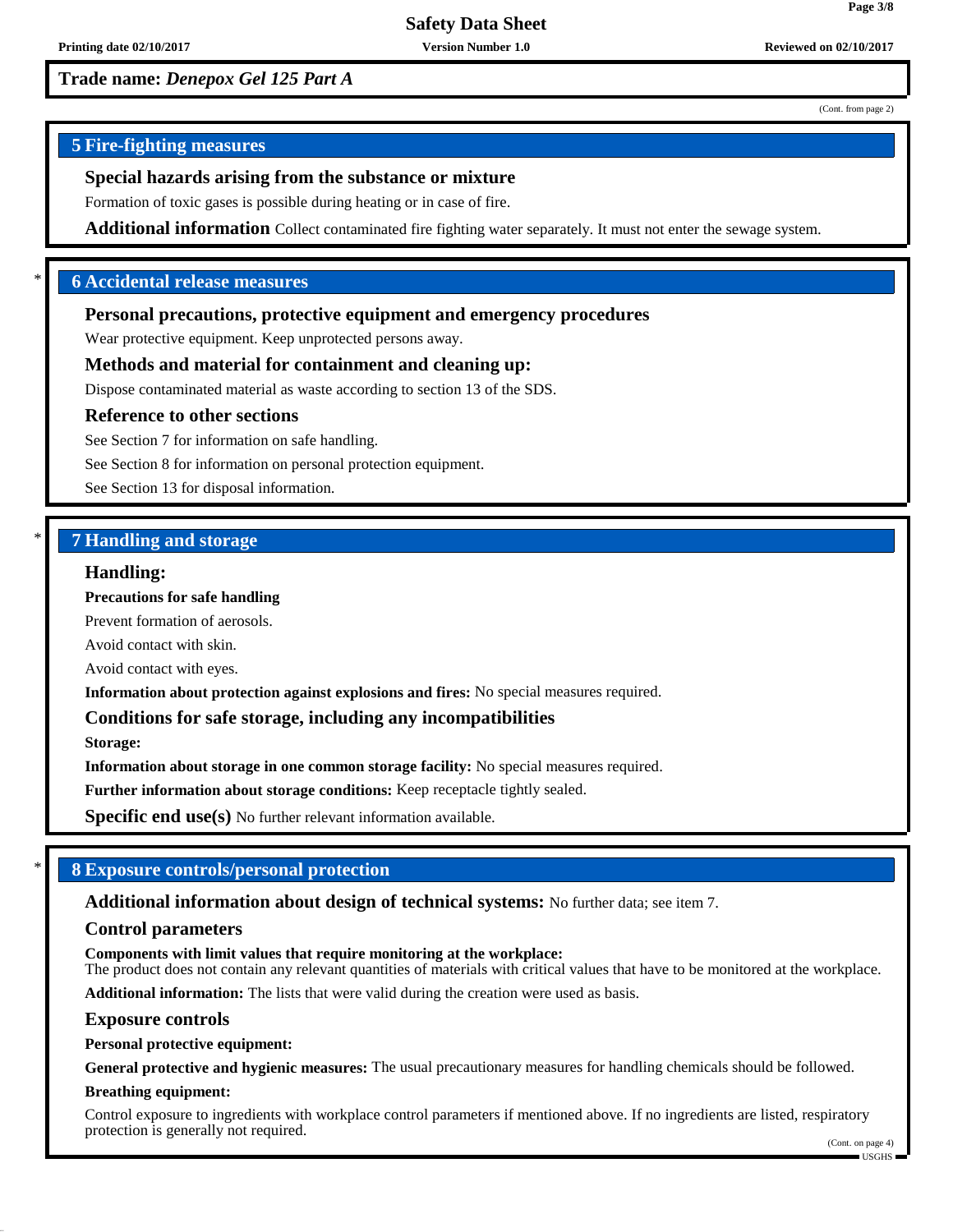**Trade name:** ***Denepox Gel 125 Part A***

(Cont. from page 2)

## 5 Fire-fighting measures

### Special hazards arising from the substance or mixture

Formation of toxic gases is possible during heating or in case of fire.

**Additional information** Collect contaminated fire fighting water separately. It must not enter the sewage system.

## * 6 Accidental release measures

### Personal precautions, protective equipment and emergency procedures

Wear protective equipment. Keep unprotected persons away.

### Methods and material for containment and cleaning up:

Dispose contaminated material as waste according to section 13 of the SDS.

### Reference to other sections

See Section 7 for information on safe handling.

See Section 8 for information on personal protection equipment.

See Section 13 for disposal information.

## * 7 Handling and storage

### Handling:

**Precautions for safe handling**

Prevent formation of aerosols.

Avoid contact with skin.

Avoid contact with eyes.

**Information about protection against explosions and fires:** No special measures required.

### Conditions for safe storage, including any incompatibilities

**Storage:**

**Information about storage in one common storage facility:** No special measures required.

**Further information about storage conditions:** Keep receptacle tightly sealed.

**Specific end use(s)** No further relevant information available.

## * 8 Exposure controls/personal protection

**Additional information about design of technical systems:** No further data; see item 7.

### Control parameters

**Components with limit values that require monitoring at the workplace:**
The product does not contain any relevant quantities of materials with critical values that have to be monitored at the workplace.

**Additional information:** The lists that were valid during the creation were used as basis.

### Exposure controls

**Personal protective equipment:**

**General protective and hygienic measures:** The usual precautionary measures for handling chemicals should be followed.

**Breathing equipment:**

Control exposure to ingredients with workplace control parameters if mentioned above. If no ingredients are listed, respiratory protection is generally not required.

(Cont. on page 4)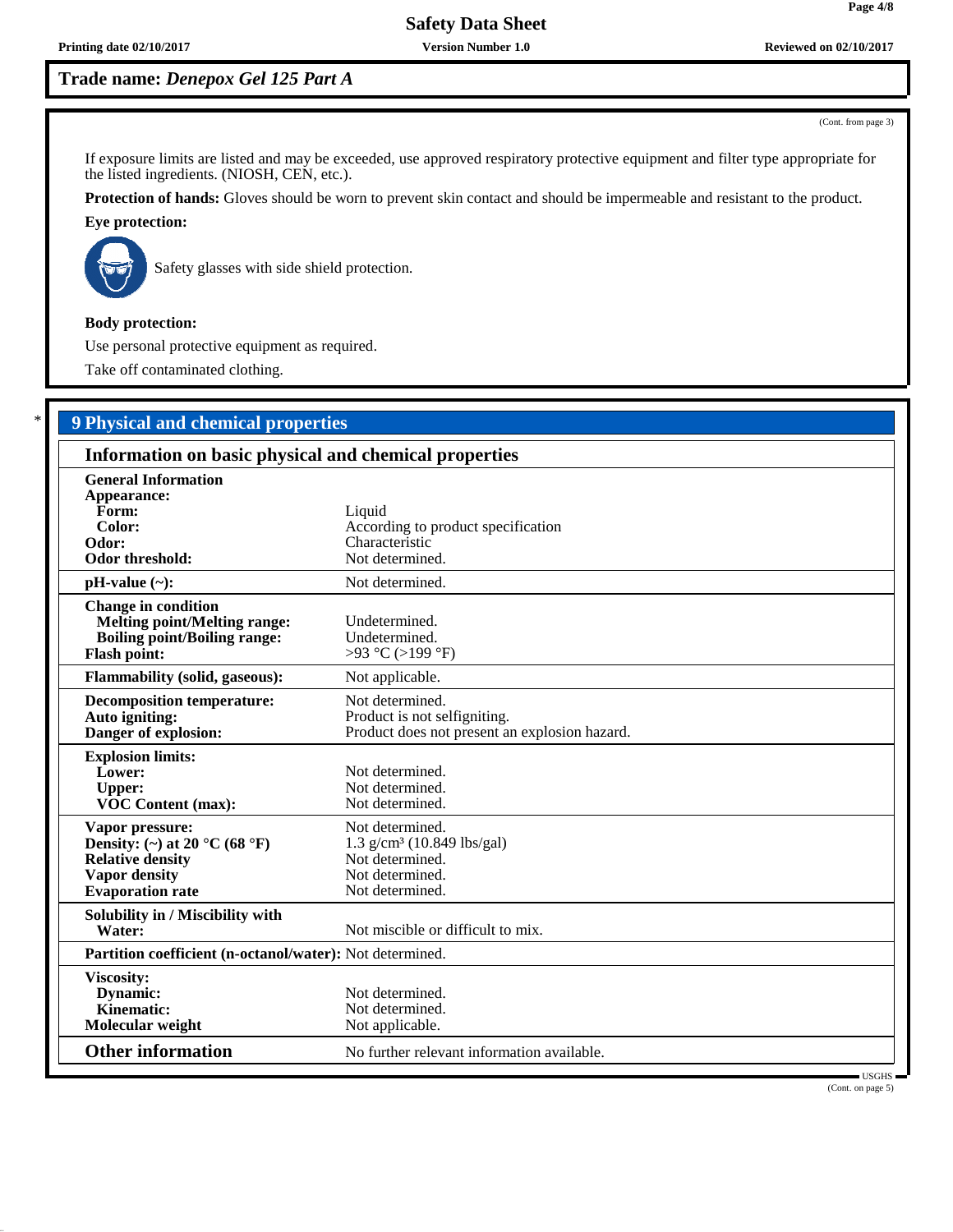**Trade name:** ***Denepox Gel 125 Part A***

(Cont. from page 3)

If exposure limits are listed and may be exceeded, use approved respiratory protective equipment and filter type appropriate for the listed ingredients. (NIOSH, CEN, etc.).

**Protection of hands:** Gloves should be worn to prevent skin contact and should be impermeable and resistant to the product.

**Eye protection:**

Safety glasses with side shield protection.

**Body protection:**

Use personal protective equipment as required.

Take off contaminated clothing.

## 9 Physical and chemical properties

### Information on basic physical and chemical properties

| Property | Value |
|---|---|
| **General Information** | |
| **Appearance:** | |
| **Form:** | Liquid |
| **Color:** | According to product specification |
| **Odor:** | Characteristic |
| **Odor threshold:** | Not determined. |
| **pH-value (~):** | Not determined. |
| **Change in condition** | |
| **Melting point/Melting range:** | Undetermined. |
| **Boiling point/Boiling range:** | Undetermined. |
| **Flash point:** | >93 °C (>199 °F) |
| **Flammability (solid, gaseous):** | Not applicable. |
| **Decomposition temperature:** | Not determined. |
| **Auto igniting:** | Product is not selfigniting. |
| **Danger of explosion:** | Product does not present an explosion hazard. |
| **Explosion limits:** | |
| **Lower:** | Not determined. |
| **Upper:** | Not determined. |
| **VOC Content (max):** | Not determined. |
| **Vapor pressure:** | Not determined. |
| **Density: (~) at 20 °C (68 °F)** | 1.3 g/cm³ (10.849 lbs/gal) |
| **Relative density** | Not determined. |
| **Vapor density** | Not determined. |
| **Evaporation rate** | Not determined. |
| **Solubility in / Miscibility with** | |
| **Water:** | Not miscible or difficult to mix. |
| **Partition coefficient (n-octanol/water):** | Not determined. |
| **Viscosity:** | |
| **Dynamic:** | Not determined. |
| **Kinematic:** | Not determined. |
| **Molecular weight** | Not applicable. |

### Other information

No further relevant information available.

(Cont. on page 5)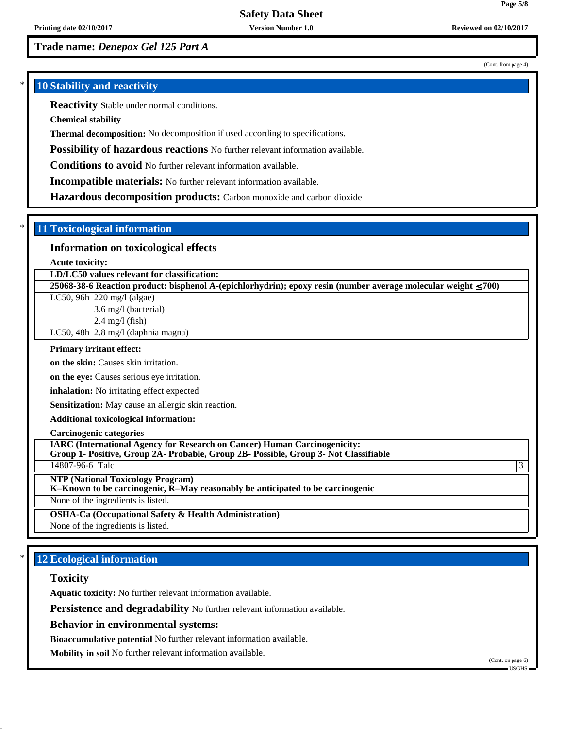**Trade name:** ***Denepox Gel 125 Part A***

(Cont. from page 4)

## 10 Stability and reactivity

**Reactivity** Stable under normal conditions.

**Chemical stability**

**Thermal decomposition:** No decomposition if used according to specifications.

**Possibility of hazardous reactions** No further relevant information available.

**Conditions to avoid** No further relevant information available.

**Incompatible materials:** No further relevant information available.

**Hazardous decomposition products:** Carbon monoxide and carbon dioxide

## 11 Toxicological information

### Information on toxicological effects

**Acute toxicity:**

| **LD/LC50 values relevant for classification:** | |
|---|---|
| **25068-38-6 Reaction product: bisphenol A-(epichlorhydrin); epoxy resin (number average molecular weight ≤700)** | |
| LC50, 96h | 220 mg/l (algae) |
| | 3.6 mg/l (bacterial) |
| | 2.4 mg/l (fish) |
| LC50, 48h | 2.8 mg/l (daphnia magna) |

**Primary irritant effect:**

**on the skin:** Causes skin irritation.

**on the eye:** Causes serious eye irritation.

**inhalation:** No irritating effect expected

**Sensitization:** May cause an allergic skin reaction.

**Additional toxicological information:**

**Carcinogenic categories**

| **IARC (International Agency for Research on Cancer) Human Carcinogenicity: Group 1- Positive, Group 2A- Probable, Group 2B- Possible, Group 3- Not Classifiable** | | |
|---|---|---|
| 14807-96-6 | Talc | 3 |

| **NTP (National Toxicology Program) K–Known to be carcinogenic, R–May reasonably be anticipated to be carcinogenic** |
|---|
| None of the ingredients is listed. |

| **OSHA-Ca (Occupational Safety & Health Administration)** |
|---|
| None of the ingredients is listed. |

## 12 Ecological information

### Toxicity

**Aquatic toxicity:** No further relevant information available.

**Persistence and degradability** No further relevant information available.

**Behavior in environmental systems:**

**Bioaccumulative potential** No further relevant information available.

**Mobility in soil** No further relevant information available.

(Cont. on page 6)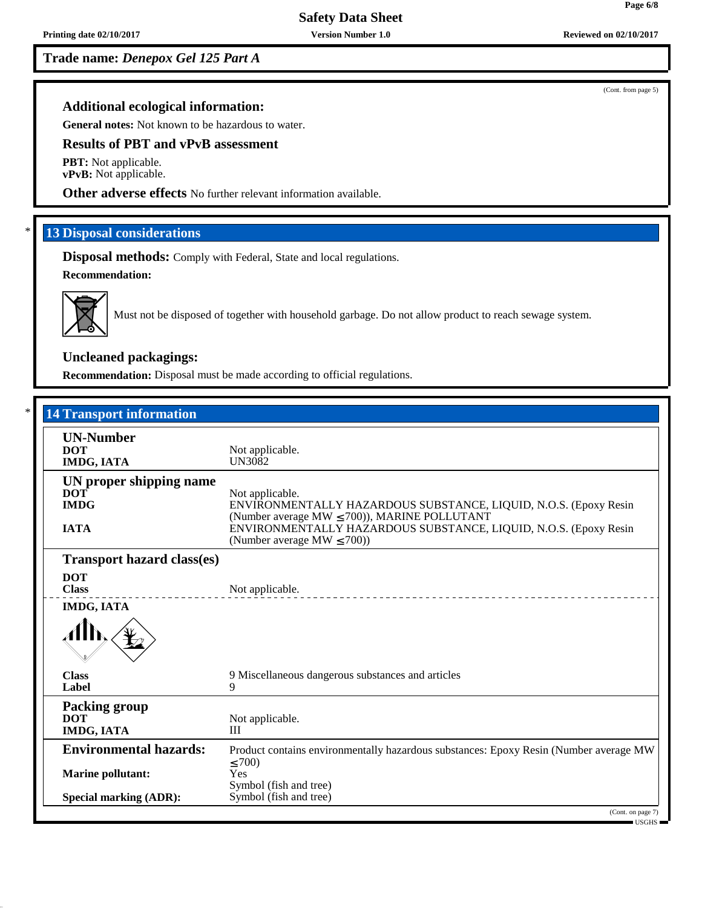**Trade name: *Denepox Gel 125 Part A***

(Cont. from page 5)

### Additional ecological information:

**General notes:** Not known to be hazardous to water.

### Results of PBT and vPvB assessment

**PBT:** Not applicable.
**vPvB:** Not applicable.

**Other adverse effects** No further relevant information available.

## 13 Disposal considerations

**Disposal methods:** Comply with Federal, State and local regulations.

**Recommendation:**

Must not be disposed of together with household garbage. Do not allow product to reach sewage system.

**Uncleaned packagings:**

**Recommendation:** Disposal must be made according to official regulations.

## 14 Transport information

| | |
|---|---|
| **UN-Number** | |
| **DOT** | Not applicable. |
| **IMDG, IATA** | UN3082 |
| **UN proper shipping name** | |
| **DOT** | Not applicable. |
| **IMDG** | ENVIRONMENTALLY HAZARDOUS SUBSTANCE, LIQUID, N.O.S. (Epoxy Resin (Number average MW ≤700)), MARINE POLLUTANT |
| **IATA** | ENVIRONMENTALLY HAZARDOUS SUBSTANCE, LIQUID, N.O.S. (Epoxy Resin (Number average MW ≤700)) |
| **Transport hazard class(es)** | |
| **DOT** | |
| **Class** | Not applicable. |
| **IMDG, IATA** | |
| **Class** | 9 Miscellaneous dangerous substances and articles |
| **Label** | 9 |
| **Packing group** | |
| **DOT** | Not applicable. |
| **IMDG, IATA** | III |
| **Environmental hazards:** | Product contains environmentally hazardous substances: Epoxy Resin (Number average MW ≤700) |
| **Marine pollutant:** | Yes<br>Symbol (fish and tree) |
| **Special marking (ADR):** | Symbol (fish and tree) |

(Cont. on page 7)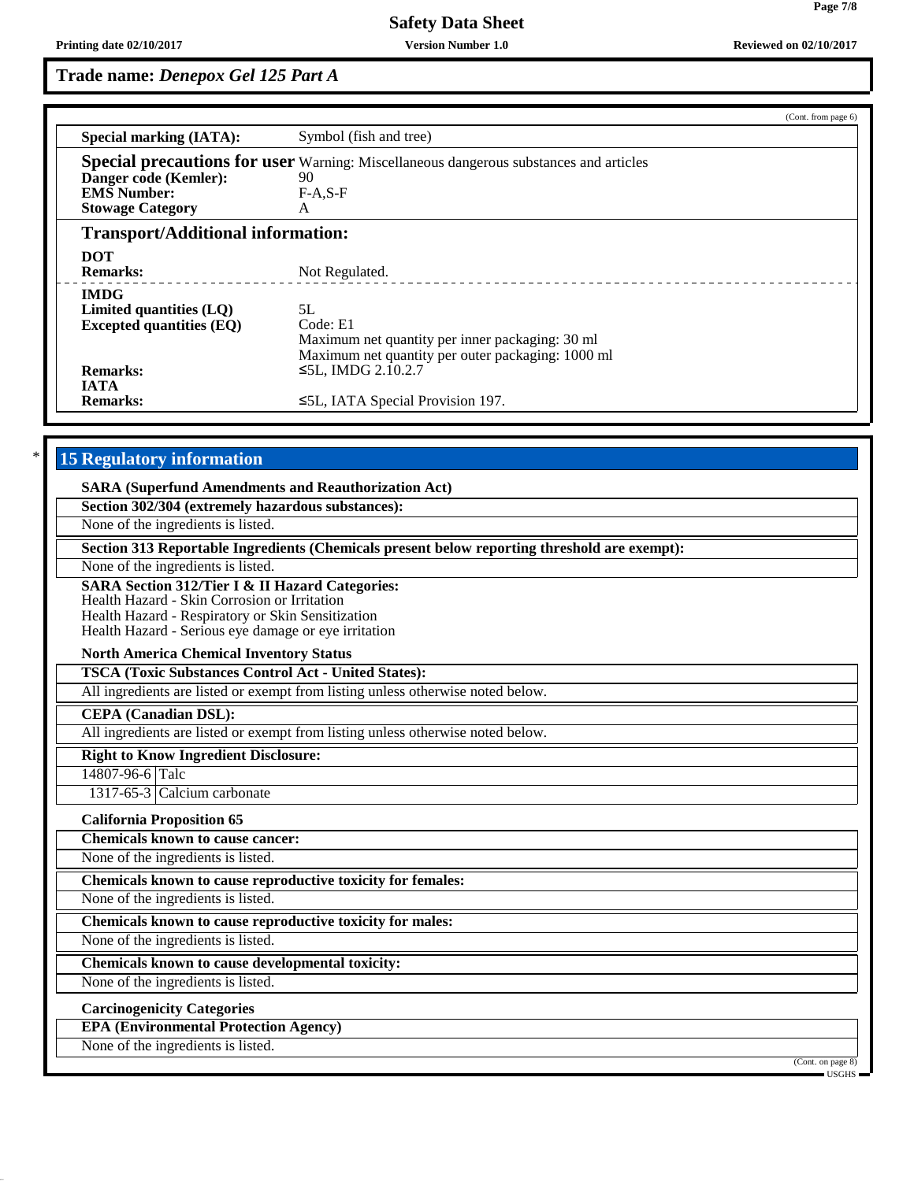**Trade name: *Denepox Gel 125 Part A***

(Cont. from page 6)

| | |
|---|---|
| **Special marking (IATA):** | Symbol (fish and tree) |
| **Special precautions for user** | Warning: Miscellaneous dangerous substances and articles |
| **Danger code (Kemler):** | 90 |
| **EMS Number:** | F-A,S-F |
| **Stowage Category** | A |

## Transport/Additional information:

| | |
|---|---|
| **DOT** | |
| **Remarks:** | Not Regulated. |
| **IMDG** | |
| **Limited quantities (LQ)** | 5L |
| **Excepted quantities (EQ)** | Code: E1<br>Maximum net quantity per inner packaging: 30 ml<br>Maximum net quantity per outer packaging: 1000 ml |
| **Remarks:** | ≤5L, IMDG 2.10.2.7 |
| **IATA** | |
| **Remarks:** | ≤5L, IATA Special Provision 197. |

* 

## 15 Regulatory information

**SARA (Superfund Amendments and Reauthorization Act)**

**Section 302/304 (extremely hazardous substances):**

None of the ingredients is listed.

**Section 313 Reportable Ingredients (Chemicals present below reporting threshold are exempt):**

None of the ingredients is listed.

**SARA Section 312/Tier I & II Hazard Categories:**
Health Hazard - Skin Corrosion or Irritation
Health Hazard - Respiratory or Skin Sensitization
Health Hazard - Serious eye damage or eye irritation

**North America Chemical Inventory Status**

**TSCA (Toxic Substances Control Act - United States):**

All ingredients are listed or exempt from listing unless otherwise noted below.

**CEPA (Canadian DSL):**

All ingredients are listed or exempt from listing unless otherwise noted below.

**Right to Know Ingredient Disclosure:**

| | |
|---|---|
| 14807-96-6 | Talc |
| 1317-65-3 | Calcium carbonate |

**California Proposition 65**

**Chemicals known to cause cancer:**

None of the ingredients is listed.

**Chemicals known to cause reproductive toxicity for females:**

None of the ingredients is listed.

**Chemicals known to cause reproductive toxicity for males:**

None of the ingredients is listed.

**Chemicals known to cause developmental toxicity:**

None of the ingredients is listed.

**Carcinogenicity Categories**

**EPA (Environmental Protection Agency)**

None of the ingredients is listed.

(Cont. on page 8)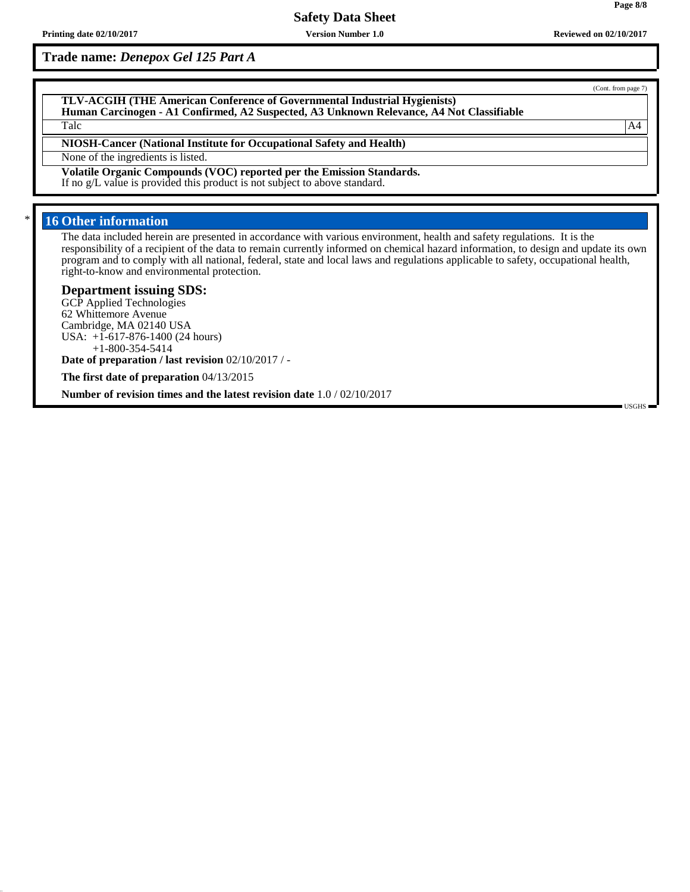**Trade name: *Denepox Gel 125 Part A***

(Cont. from page 7)

**TLV-ACGIH (THE American Conference of Governmental Industrial Hygienists)**
**Human Carcinogen - A1 Confirmed, A2 Suspected, A3 Unknown Relevance, A4 Not Classifiable**

| Talc | A4 |
|---|---|

**NIOSH-Cancer (National Institute for Occupational Safety and Health)**

None of the ingredients is listed.

**Volatile Organic Compounds (VOC) reported per the Emission Standards.**
If no g/L value is provided this product is not subject to above standard.

## * 16 Other information

The data included herein are presented in accordance with various environment, health and safety regulations. It is the responsibility of a recipient of the data to remain currently informed on chemical hazard information, to design and update its own program and to comply with all national, federal, state and local laws and regulations applicable to safety, occupational health, right-to-know and environmental protection.

### Department issuing SDS:

GCP Applied Technologies
62 Whittemore Avenue
Cambridge, MA 02140 USA
USA: +1-617-876-1400 (24 hours)
+1-800-354-5414

**Date of preparation / last revision** 02/10/2017 / -

**The first date of preparation** 04/13/2015

**Number of revision times and the latest revision date** 1.0 / 02/10/2017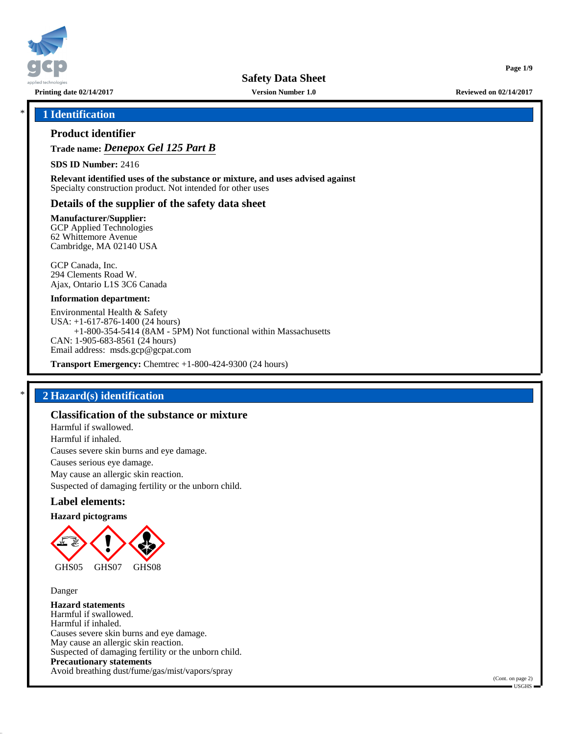# 1 Identification

## Product identifier

**Trade name:** ***Denepox Gel 125 Part B***

**SDS ID Number:** 2416

**Relevant identified uses of the substance or mixture, and uses advised against**
Specialty construction product. Not intended for other uses

## Details of the supplier of the safety data sheet

**Manufacturer/Supplier:**
GCP Applied Technologies
62 Whittemore Avenue
Cambridge, MA 02140 USA

GCP Canada, Inc.
294 Clements Road W.
Ajax, Ontario L1S 3C6 Canada

**Information department:**

Environmental Health & Safety
USA: +1-617-876-1400 (24 hours)
+1-800-354-5414 (8AM - 5PM) Not functional within Massachusetts
CAN: 1-905-683-8561 (24 hours)
Email address: msds.gcp@gcpat.com

**Transport Emergency:** Chemtrec +1-800-424-9300 (24 hours)

# 2 Hazard(s) identification

## Classification of the substance or mixture

Harmful if swallowed.
Harmful if inhaled.
Causes severe skin burns and eye damage.
Causes serious eye damage.
May cause an allergic skin reaction.
Suspected of damaging fertility or the unborn child.

## Label elements:

**Hazard pictograms**

GHS05 GHS07 GHS08

Danger

**Hazard statements**
Harmful if swallowed.
Harmful if inhaled.
Causes severe skin burns and eye damage.
May cause an allergic skin reaction.
Suspected of damaging fertility or the unborn child.
**Precautionary statements**
Avoid breathing dust/fume/gas/mist/vapors/spray

(Cont. on page 2)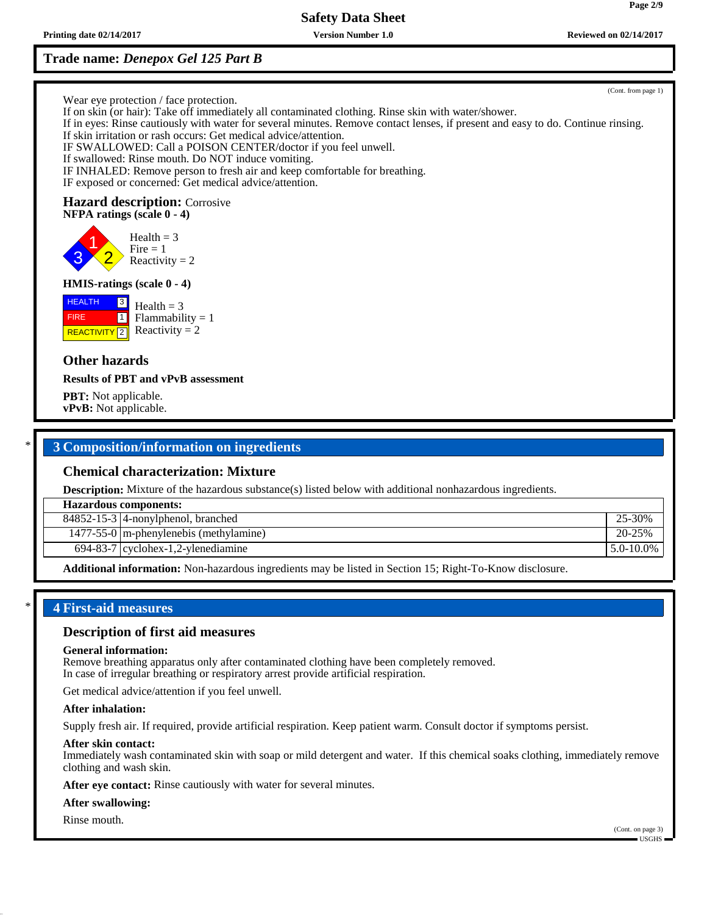**Trade name:** ***Denepox Gel 125 Part B***

(Cont. from page 1)

Wear eye protection / face protection.
If on skin (or hair): Take off immediately all contaminated clothing. Rinse skin with water/shower.
If in eyes: Rinse cautiously with water for several minutes. Remove contact lenses, if present and easy to do. Continue rinsing.
If skin irritation or rash occurs: Get medical advice/attention.
IF SWALLOWED: Call a POISON CENTER/doctor if you feel unwell.
If swallowed: Rinse mouth. Do NOT induce vomiting.
IF INHALED: Remove person to fresh air and keep comfortable for breathing.
IF exposed or concerned: Get medical advice/attention.

**Hazard description:** Corrosive

**NFPA ratings (scale 0 - 4)**

Health = 3
Fire = 1
Reactivity = 2

**HMIS-ratings (scale 0 - 4)**

| | |
|---|---|
| HEALTH | 3 |
| FIRE | 1 |
| REACTIVITY | 2 |

Health = 3
Flammability = 1
Reactivity = 2

### Other hazards

**Results of PBT and vPvB assessment**

**PBT:** Not applicable.
**vPvB:** Not applicable.

## * 3 Composition/information on ingredients

### Chemical characterization: Mixture

**Description:** Mixture of the hazardous substance(s) listed below with additional nonhazardous ingredients.

| **Hazardous components:** | | |
|---|---|---|
| 84852-15-3 | 4-nonylphenol, branched | 25-30% |
| 1477-55-0 | m-phenylenebis (methylamine) | 20-25% |
| 694-83-7 | cyclohex-1,2-ylenediamine | 5.0-10.0% |

**Additional information:** Non-hazardous ingredients may be listed in Section 15; Right-To-Know disclosure.

## * 4 First-aid measures

### Description of first aid measures

**General information:**
Remove breathing apparatus only after contaminated clothing have been completely removed.
In case of irregular breathing or respiratory arrest provide artificial respiration.

Get medical advice/attention if you feel unwell.

**After inhalation:**

Supply fresh air. If required, provide artificial respiration. Keep patient warm. Consult doctor if symptoms persist.

**After skin contact:**
Immediately wash contaminated skin with soap or mild detergent and water. If this chemical soaks clothing, immediately remove clothing and wash skin.

**After eye contact:** Rinse cautiously with water for several minutes.

**After swallowing:**

Rinse mouth.

(Cont. on page 3)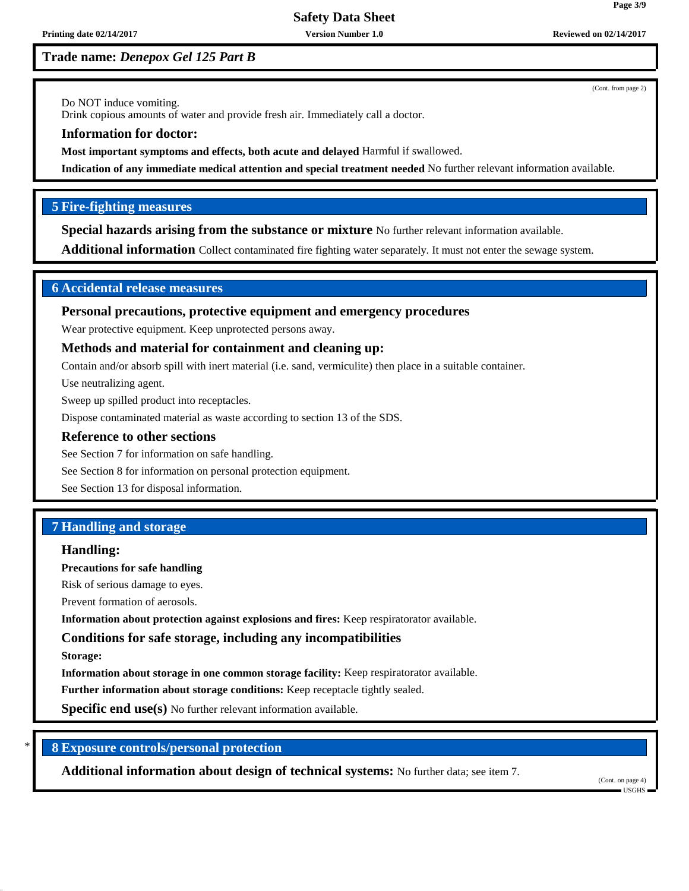**Trade name:** *Denepox Gel 125 Part B*

(Cont. from page 2)

Do NOT induce vomiting.
Drink copious amounts of water and provide fresh air. Immediately call a doctor.

### Information for doctor:

**Most important symptoms and effects, both acute and delayed** Harmful if swallowed.

**Indication of any immediate medical attention and special treatment needed** No further relevant information available.

## 5 Fire-fighting measures

**Special hazards arising from the substance or mixture** No further relevant information available.

**Additional information** Collect contaminated fire fighting water separately. It must not enter the sewage system.

## 6 Accidental release measures

### Personal precautions, protective equipment and emergency procedures

Wear protective equipment. Keep unprotected persons away.

### Methods and material for containment and cleaning up:

Contain and/or absorb spill with inert material (i.e. sand, vermiculite) then place in a suitable container.

Use neutralizing agent.

Sweep up spilled product into receptacles.

Dispose contaminated material as waste according to section 13 of the SDS.

### Reference to other sections

See Section 7 for information on safe handling.

See Section 8 for information on personal protection equipment.

See Section 13 for disposal information.

## 7 Handling and storage

### Handling:

**Precautions for safe handling**

Risk of serious damage to eyes.

Prevent formation of aerosols.

**Information about protection against explosions and fires:** Keep respiratorator available.

### Conditions for safe storage, including any incompatibilities

**Storage:**

**Information about storage in one common storage facility:** Keep respiratorator available.

**Further information about storage conditions:** Keep receptacle tightly sealed.

**Specific end use(s)** No further relevant information available.

## * 8 Exposure controls/personal protection

**Additional information about design of technical systems:** No further data; see item 7.

(Cont. on page 4)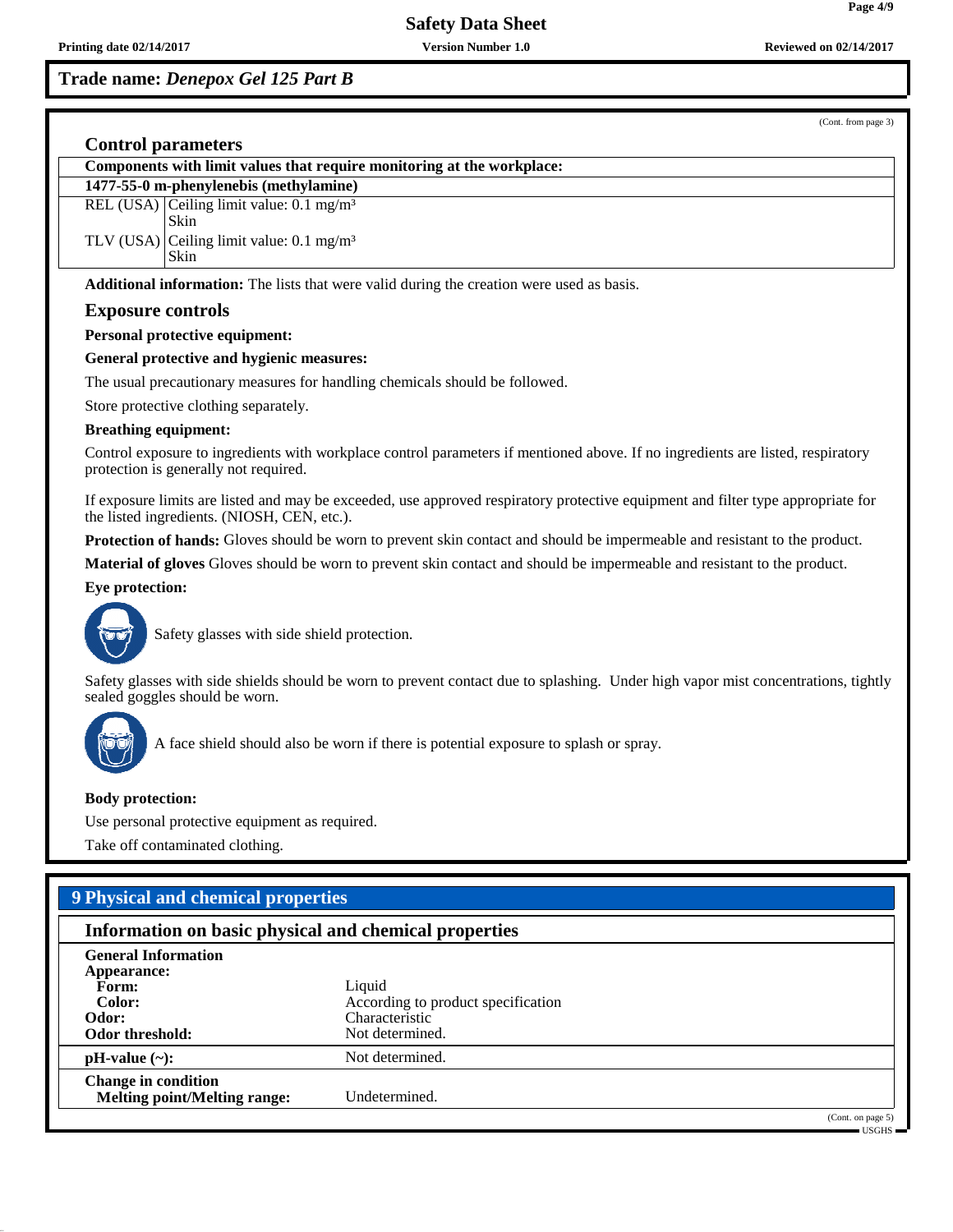**Trade name:** ***Denepox Gel 125 Part B***

(Cont. from page 3)

### Control parameters

| Components with limit values that require monitoring at the workplace: | |
|---|---|
| **1477-55-0 m-phenylenebis (methylamine)** | |
| REL (USA) | Ceiling limit value: 0.1 mg/m³<br>Skin |
| TLV (USA) | Ceiling limit value: 0.1 mg/m³<br>Skin |

**Additional information:** The lists that were valid during the creation were used as basis.

### Exposure controls

**Personal protective equipment:**

**General protective and hygienic measures:**

The usual precautionary measures for handling chemicals should be followed.

Store protective clothing separately.

**Breathing equipment:**

Control exposure to ingredients with workplace control parameters if mentioned above. If no ingredients are listed, respiratory protection is generally not required.

If exposure limits are listed and may be exceeded, use approved respiratory protective equipment and filter type appropriate for the listed ingredients. (NIOSH, CEN, etc.).

**Protection of hands:** Gloves should be worn to prevent skin contact and should be impermeable and resistant to the product.

**Material of gloves** Gloves should be worn to prevent skin contact and should be impermeable and resistant to the product.

**Eye protection:**

Safety glasses with side shield protection.

Safety glasses with side shields should be worn to prevent contact due to splashing. Under high vapor mist concentrations, tightly sealed goggles should be worn.

A face shield should also be worn if there is potential exposure to splash or spray.

**Body protection:**

Use personal protective equipment as required.

Take off contaminated clothing.

## 9 Physical and chemical properties

### Information on basic physical and chemical properties

| | |
|---|---|
| **General Information** | |
| **Appearance:** | |
| **Form:** | Liquid |
| **Color:** | According to product specification |
| **Odor:** | Characteristic |
| **Odor threshold:** | Not determined. |
| **pH-value (~):** | Not determined. |
| **Change in condition** | |
| **Melting point/Melting range:** | Undetermined. |

(Cont. on page 5)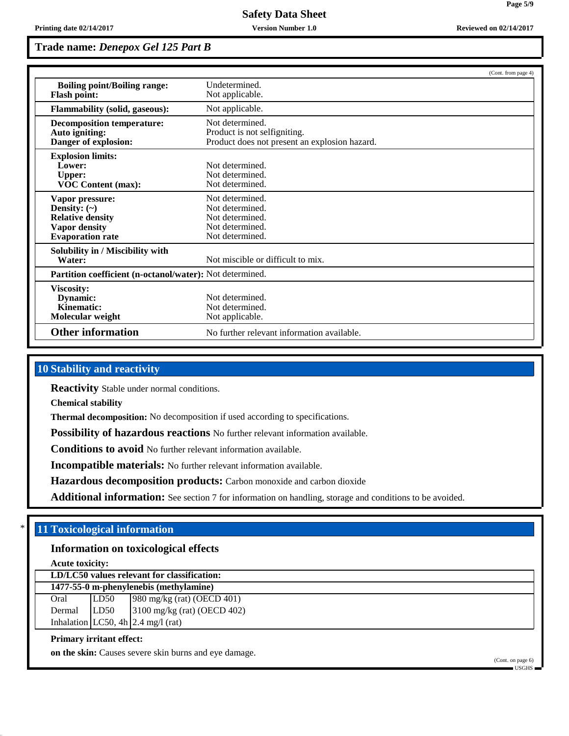Trade name: *Denepox Gel 125 Part B*

(Cont. from page 4)

| | |
|---|---|
| **Boiling point/Boiling range:** | Undetermined. |
| **Flash point:** | Not applicable. |
| **Flammability (solid, gaseous):** | Not applicable. |
| **Decomposition temperature:** | Not determined. |
| **Auto igniting:** | Product is not selfigniting. |
| **Danger of explosion:** | Product does not present an explosion hazard. |
| **Explosion limits:** | |
| **Lower:** | Not determined. |
| **Upper:** | Not determined. |
| **VOC Content (max):** | Not determined. |
| **Vapor pressure:** | Not determined. |
| **Density: (~)** | Not determined. |
| **Relative density** | Not determined. |
| **Vapor density** | Not determined. |
| **Evaporation rate** | Not determined. |
| **Solubility in / Miscibility with Water:** | Not miscible or difficult to mix. |
| **Partition coefficient (n-octanol/water):** | Not determined. |
| **Viscosity:** | |
| **Dynamic:** | Not determined. |
| **Kinematic:** | Not determined. |
| **Molecular weight** | Not applicable. |
| **Other information** | No further relevant information available. |

## 10 Stability and reactivity

**Reactivity** Stable under normal conditions.

**Chemical stability**

**Thermal decomposition:** No decomposition if used according to specifications.

**Possibility of hazardous reactions** No further relevant information available.

**Conditions to avoid** No further relevant information available.

**Incompatible materials:** No further relevant information available.

**Hazardous decomposition products:** Carbon monoxide and carbon dioxide

**Additional information:** See section 7 for information on handling, storage and conditions to be avoided.

## * 11 Toxicological information

### Information on toxicological effects

**Acute toxicity:**

| **LD/LC50 values relevant for classification:** | | |
|---|---|---|
| **1477-55-0 m-phenylenebis (methylamine)** | | |
| Oral | LD50 | 980 mg/kg (rat) (OECD 401) |
| Dermal | LD50 | 3100 mg/kg (rat) (OECD 402) |
| Inhalation | LC50, 4h | 2.4 mg/l (rat) |

**Primary irritant effect:**

**on the skin:** Causes severe skin burns and eye damage.

(Cont. on page 6)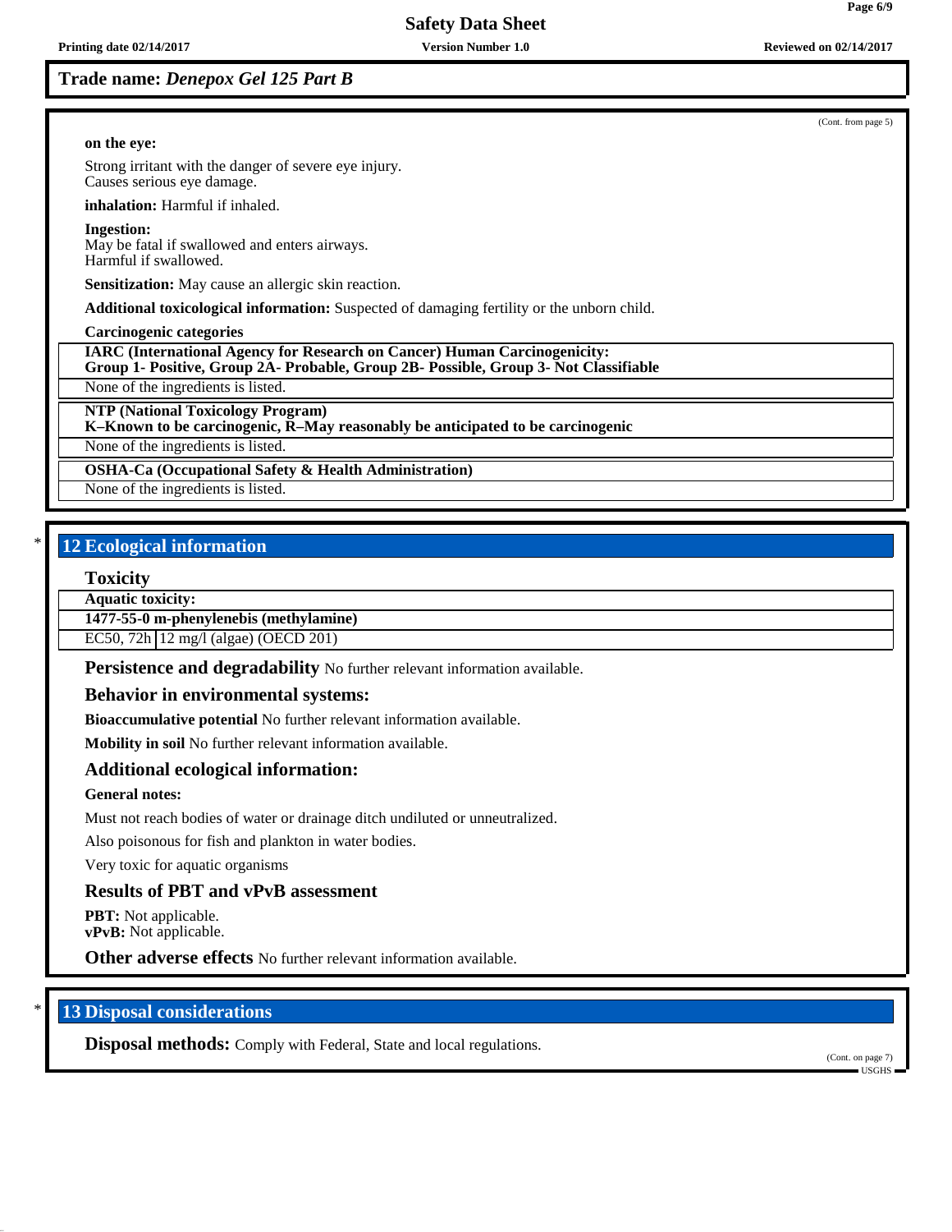Trade name: *Denepox Gel 125 Part B*

(Cont. from page 5)

**on the eye:**

Strong irritant with the danger of severe eye injury.
Causes serious eye damage.

**inhalation:** Harmful if inhaled.

**Ingestion:**
May be fatal if swallowed and enters airways.
Harmful if swallowed.

**Sensitization:** May cause an allergic skin reaction.

**Additional toxicological information:** Suspected of damaging fertility or the unborn child.

**Carcinogenic categories**

| **IARC (International Agency for Research on Cancer) Human Carcinogenicity: Group 1- Positive, Group 2A- Probable, Group 2B- Possible, Group 3- Not Classifiable** |
|---|
| None of the ingredients is listed. |

| **NTP (National Toxicology Program) K–Known to be carcinogenic, R–May reasonably be anticipated to be carcinogenic** |
|---|
| None of the ingredients is listed. |

| **OSHA-Ca (Occupational Safety & Health Administration)** |
|---|
| None of the ingredients is listed. |

## * 12 Ecological information

### Toxicity

| **Aquatic toxicity:** | |
|---|---|
| **1477-55-0 m-phenylenebis (methylamine)** | |
| EC50, 72h | 12 mg/l (algae) (OECD 201) |

**Persistence and degradability** No further relevant information available.

### Behavior in environmental systems:

**Bioaccumulative potential** No further relevant information available.

**Mobility in soil** No further relevant information available.

### Additional ecological information:

**General notes:**

Must not reach bodies of water or drainage ditch undiluted or unneutralized.

Also poisonous for fish and plankton in water bodies.

Very toxic for aquatic organisms

### Results of PBT and vPvB assessment

**PBT:** Not applicable.
**vPvB:** Not applicable.

**Other adverse effects** No further relevant information available.

## * 13 Disposal considerations

**Disposal methods:** Comply with Federal, State and local regulations.

(Cont. on page 7)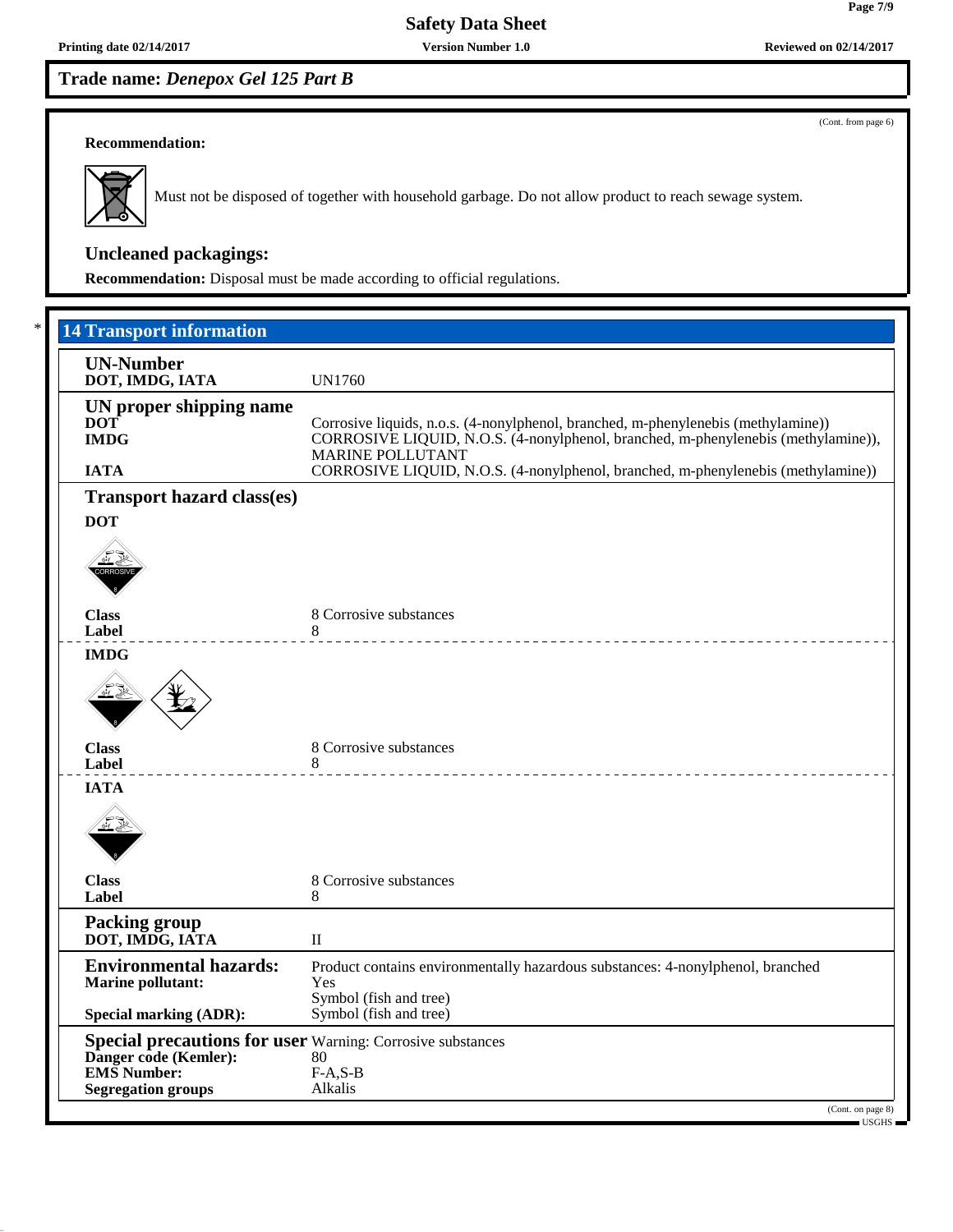Trade name: *Denepox Gel 125 Part B*

(Cont. from page 6)

**Recommendation:**

Must not be disposed of together with household garbage. Do not allow product to reach sewage system.

### Uncleaned packagings:

**Recommendation:** Disposal must be made according to official regulations.

\*

## 14 Transport information

### UN-Number

| | |
|---|---|
| **DOT, IMDG, IATA** | UN1760 |

### UN proper shipping name

| | |
|---|---|
| **DOT** | Corrosive liquids, n.o.s. (4-nonylphenol, branched, m-phenylenebis (methylamine)) |
| **IMDG** | CORROSIVE LIQUID, N.O.S. (4-nonylphenol, branched, m-phenylenebis (methylamine)), MARINE POLLUTANT |
| **IATA** | CORROSIVE LIQUID, N.O.S. (4-nonylphenol, branched, m-phenylenebis (methylamine)) |

### Transport hazard class(es)

**DOT**

| | |
|---|---|
| **Class** | 8 Corrosive substances |
| **Label** | 8 |

**IMDG**

| | |
|---|---|
| **Class** | 8 Corrosive substances |
| **Label** | 8 |

**IATA**

| | |
|---|---|
| **Class** | 8 Corrosive substances |
| **Label** | 8 |

### Packing group

| | |
|---|---|
| **DOT, IMDG, IATA** | II |

### Environmental hazards:

Product contains environmentally hazardous substances: 4-nonylphenol, branched

| | |
|---|---|
| **Marine pollutant:** | Yes<br>Symbol (fish and tree) |
| **Special marking (ADR):** | Symbol (fish and tree) |

### Special precautions for user

Warning: Corrosive substances

| | |
|---|---|
| **Danger code (Kemler):** | 80 |
| **EMS Number:** | F-A,S-B |
| **Segregation groups** | Alkalis |

(Cont. on page 8)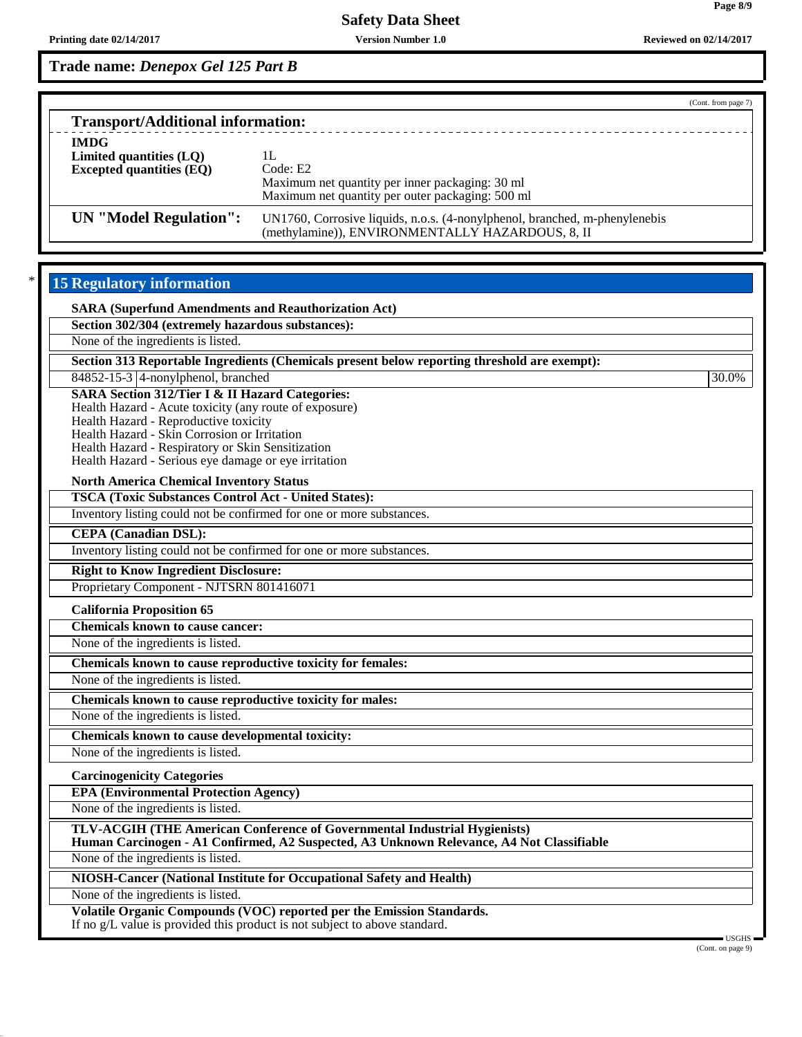**Trade name:** ***Denepox Gel 125 Part B***

(Cont. from page 7)

### Transport/Additional information:

**IMDG**

| | |
|---|---|
| **Limited quantities (LQ)** | 1L |
| **Excepted quantities (EQ)** | Code: E2<br>Maximum net quantity per inner packaging: 30 ml<br>Maximum net quantity per outer packaging: 500 ml |
| **UN "Model Regulation":** | UN1760, Corrosive liquids, n.o.s. (4-nonylphenol, branched, m-phenylenebis (methylamine)), ENVIRONMENTALLY HAZARDOUS, 8, II |

## * 15 Regulatory information

**SARA (Superfund Amendments and Reauthorization Act)**

**Section 302/304 (extremely hazardous substances):**

None of the ingredients is listed.

**Section 313 Reportable Ingredients (Chemicals present below reporting threshold are exempt):**

| | | |
|---|---|---|
| 84852-15-3 | 4-nonylphenol, branched | 30.0% |

**SARA Section 312/Tier I & II Hazard Categories:**

Health Hazard - Acute toxicity (any route of exposure)
Health Hazard - Reproductive toxicity
Health Hazard - Skin Corrosion or Irritation
Health Hazard - Respiratory or Skin Sensitization
Health Hazard - Serious eye damage or eye irritation

**North America Chemical Inventory Status**

**TSCA (Toxic Substances Control Act - United States):**

Inventory listing could not be confirmed for one or more substances.

**CEPA (Canadian DSL):**

Inventory listing could not be confirmed for one or more substances.

**Right to Know Ingredient Disclosure:**

Proprietary Component - NJTSRN 801416071

**California Proposition 65**

**Chemicals known to cause cancer:**

None of the ingredients is listed.

**Chemicals known to cause reproductive toxicity for females:**

None of the ingredients is listed.

**Chemicals known to cause reproductive toxicity for males:**

None of the ingredients is listed.

**Chemicals known to cause developmental toxicity:**

None of the ingredients is listed.

**Carcinogenicity Categories**

**EPA (Environmental Protection Agency)**

None of the ingredients is listed.

**TLV-ACGIH (THE American Conference of Governmental Industrial Hygienists)**
**Human Carcinogen - A1 Confirmed, A2 Suspected, A3 Unknown Relevance, A4 Not Classifiable**

None of the ingredients is listed.

**NIOSH-Cancer (National Institute for Occupational Safety and Health)**

None of the ingredients is listed.

**Volatile Organic Compounds (VOC) reported per the Emission Standards.**
If no g/L value is provided this product is not subject to above standard.

(Cont. on page 9)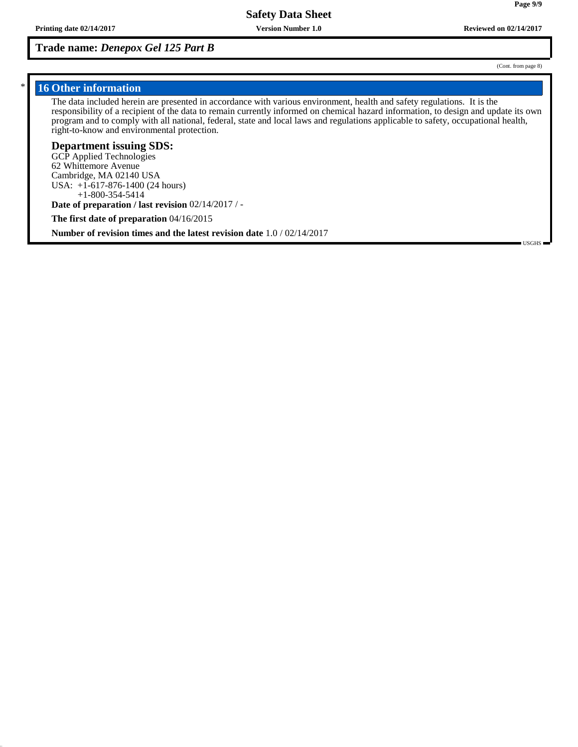## 16 Other information

The data included herein are presented in accordance with various environment, health and safety regulations. It is the responsibility of a recipient of the data to remain currently informed on chemical hazard information, to design and update its own program and to comply with all national, federal, state and local laws and regulations applicable to safety, occupational health, right-to-know and environmental protection.

### Department issuing SDS:

GCP Applied Technologies
62 Whittemore Avenue
Cambridge, MA 02140 USA
USA: +1-617-876-1400 (24 hours)
+1-800-354-5414

**Date of preparation / last revision** 02/14/2017 / -

**The first date of preparation** 04/16/2015

**Number of revision times and the latest revision date** 1.0 / 02/14/2017